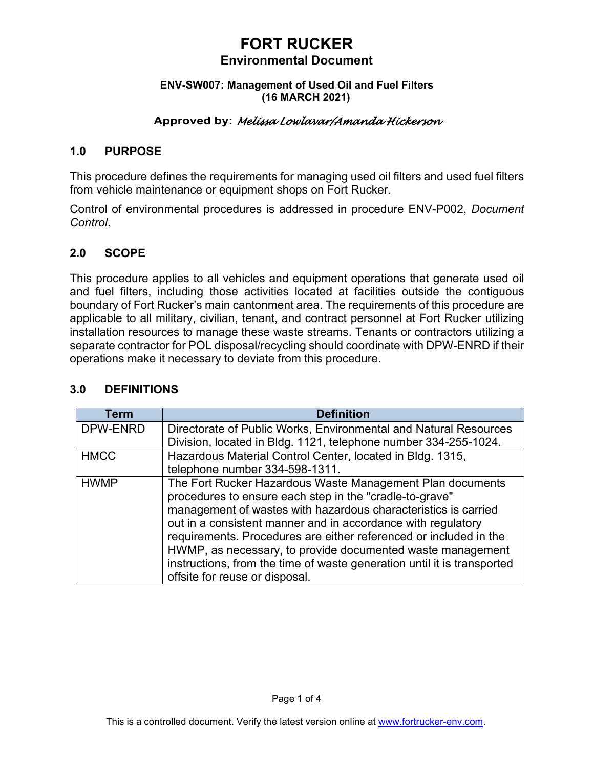# FORT RUCKER

## Environmental Document

**ENV-SW007: Management of Used Oil and Fuel Filters**
**(16 MARCH 2021)**

**Approved by:** *Melissa Lowlavar/Amanda Hickerson*

## 1.0 PURPOSE

This procedure defines the requirements for managing used oil filters and used fuel filters from vehicle maintenance or equipment shops on Fort Rucker.

Control of environmental procedures is addressed in procedure ENV-P002, *Document Control*.

## 2.0 SCOPE

This procedure applies to all vehicles and equipment operations that generate used oil and fuel filters, including those activities located at facilities outside the contiguous boundary of Fort Rucker's main cantonment area. The requirements of this procedure are applicable to all military, civilian, tenant, and contract personnel at Fort Rucker utilizing installation resources to manage these waste streams. Tenants or contractors utilizing a separate contractor for POL disposal/recycling should coordinate with DPW-ENRD if their operations make it necessary to deviate from this procedure.

## 3.0 DEFINITIONS

| Term | Definition |
|---|---|
| DPW-ENRD | Directorate of Public Works, Environmental and Natural Resources Division, located in Bldg. 1121, telephone number 334-255-1024. |
| HMCC | Hazardous Material Control Center, located in Bldg. 1315, telephone number 334-598-1311. |
| HWMP | The Fort Rucker Hazardous Waste Management Plan documents procedures to ensure each step in the "cradle-to-grave" management of wastes with hazardous characteristics is carried out in a consistent manner and in accordance with regulatory requirements. Procedures are either referenced or included in the HWMP, as necessary, to provide documented waste management instructions, from the time of waste generation until it is transported offsite for reuse or disposal. |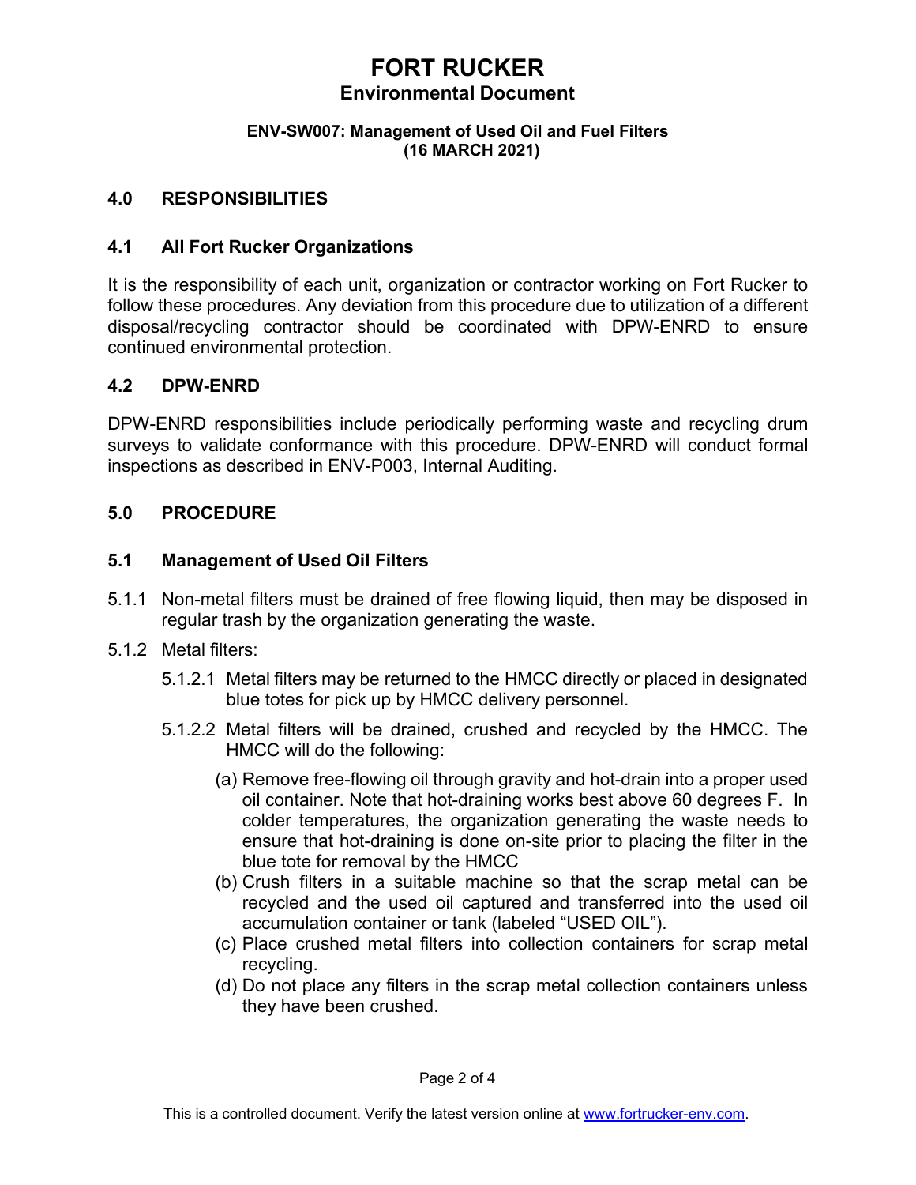## 4.0 RESPONSIBILITIES

### 4.1 All Fort Rucker Organizations

It is the responsibility of each unit, organization or contractor working on Fort Rucker to follow these procedures. Any deviation from this procedure due to utilization of a different disposal/recycling contractor should be coordinated with DPW-ENRD to ensure continued environmental protection.

### 4.2 DPW-ENRD

DPW-ENRD responsibilities include periodically performing waste and recycling drum surveys to validate conformance with this procedure. DPW-ENRD will conduct formal inspections as described in ENV-P003, Internal Auditing.

## 5.0 PROCEDURE

### 5.1 Management of Used Oil Filters

5.1.1 Non-metal filters must be drained of free flowing liquid, then may be disposed in regular trash by the organization generating the waste.

5.1.2 Metal filters:

- 5.1.2.1 Metal filters may be returned to the HMCC directly or placed in designated blue totes for pick up by HMCC delivery personnel.
- 5.1.2.2 Metal filters will be drained, crushed and recycled by the HMCC. The HMCC will do the following:
  - (a) Remove free-flowing oil through gravity and hot-drain into a proper used oil container. Note that hot-draining works best above 60 degrees F. In colder temperatures, the organization generating the waste needs to ensure that hot-draining is done on-site prior to placing the filter in the blue tote for removal by the HMCC
  - (b) Crush filters in a suitable machine so that the scrap metal can be recycled and the used oil captured and transferred into the used oil accumulation container or tank (labeled "USED OIL").
  - (c) Place crushed metal filters into collection containers for scrap metal recycling.
  - (d) Do not place any filters in the scrap metal collection containers unless they have been crushed.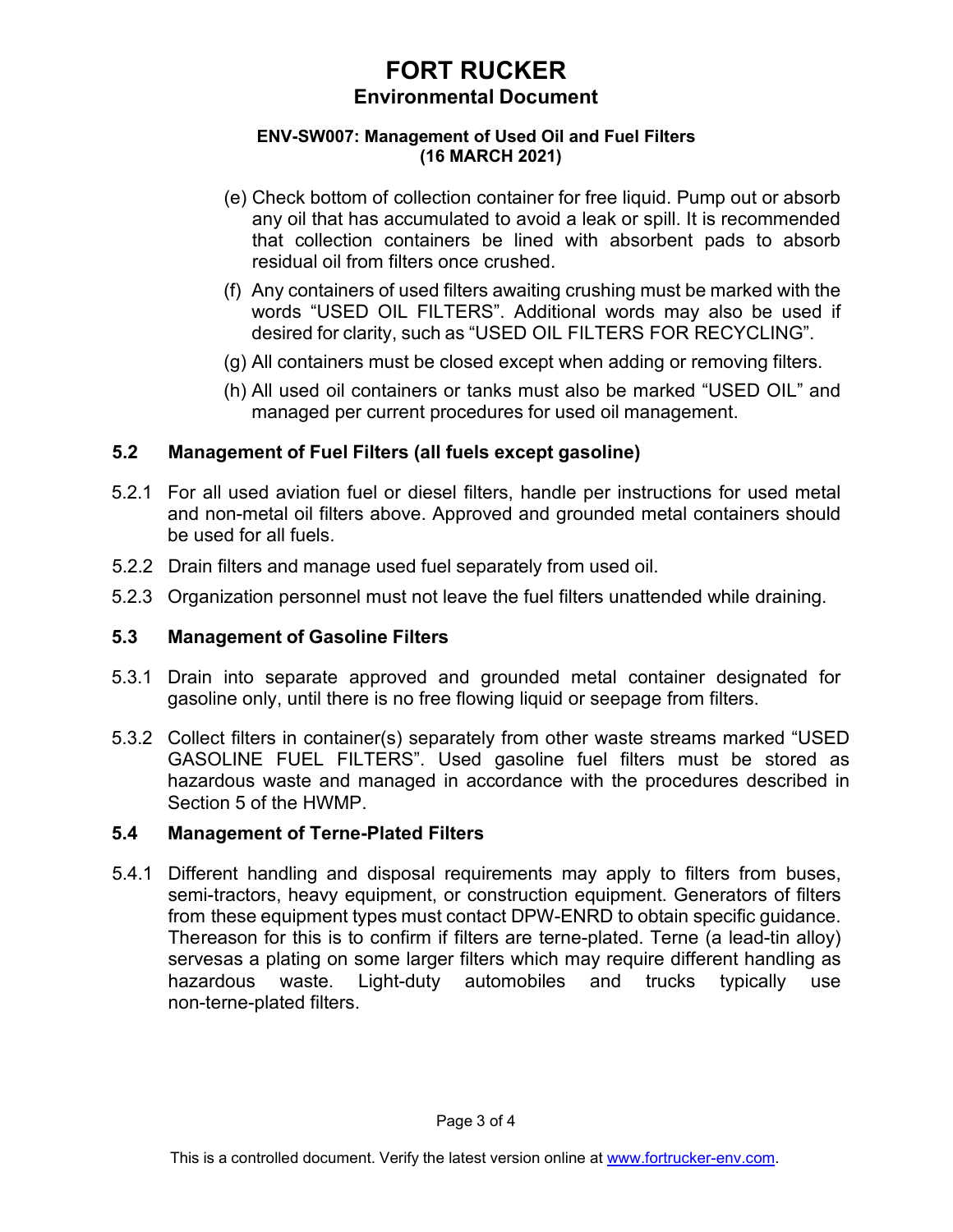(e) Check bottom of collection container for free liquid. Pump out or absorb any oil that has accumulated to avoid a leak or spill. It is recommended that collection containers be lined with absorbent pads to absorb residual oil from filters once crushed.

(f) Any containers of used filters awaiting crushing must be marked with the words “USED OIL FILTERS”. Additional words may also be used if desired for clarity, such as “USED OIL FILTERS FOR RECYCLING”.

(g) All containers must be closed except when adding or removing filters.

(h) All used oil containers or tanks must also be marked “USED OIL” and managed per current procedures for used oil management.

## 5.2 Management of Fuel Filters (all fuels except gasoline)

5.2.1 For all used aviation fuel or diesel filters, handle per instructions for used metal and non-metal oil filters above. Approved and grounded metal containers should be used for all fuels.

5.2.2 Drain filters and manage used fuel separately from used oil.

5.2.3 Organization personnel must not leave the fuel filters unattended while draining.

## 5.3 Management of Gasoline Filters

5.3.1 Drain into separate approved and grounded metal container designated for gasoline only, until there is no free flowing liquid or seepage from filters.

5.3.2 Collect filters in container(s) separately from other waste streams marked “USED GASOLINE FUEL FILTERS”. Used gasoline fuel filters must be stored as hazardous waste and managed in accordance with the procedures described in Section 5 of the HWMP.

## 5.4 Management of Terne-Plated Filters

5.4.1 Different handling and disposal requirements may apply to filters from buses, semi-tractors, heavy equipment, or construction equipment. Generators of filters from these equipment types must contact DPW-ENRD to obtain specific guidance. Thereason for this is to confirm if filters are terne-plated. Terne (a lead-tin alloy) servesas a plating on some larger filters which may require different handling as hazardous waste. Light-duty automobiles and trucks typically use non-terne-plated filters.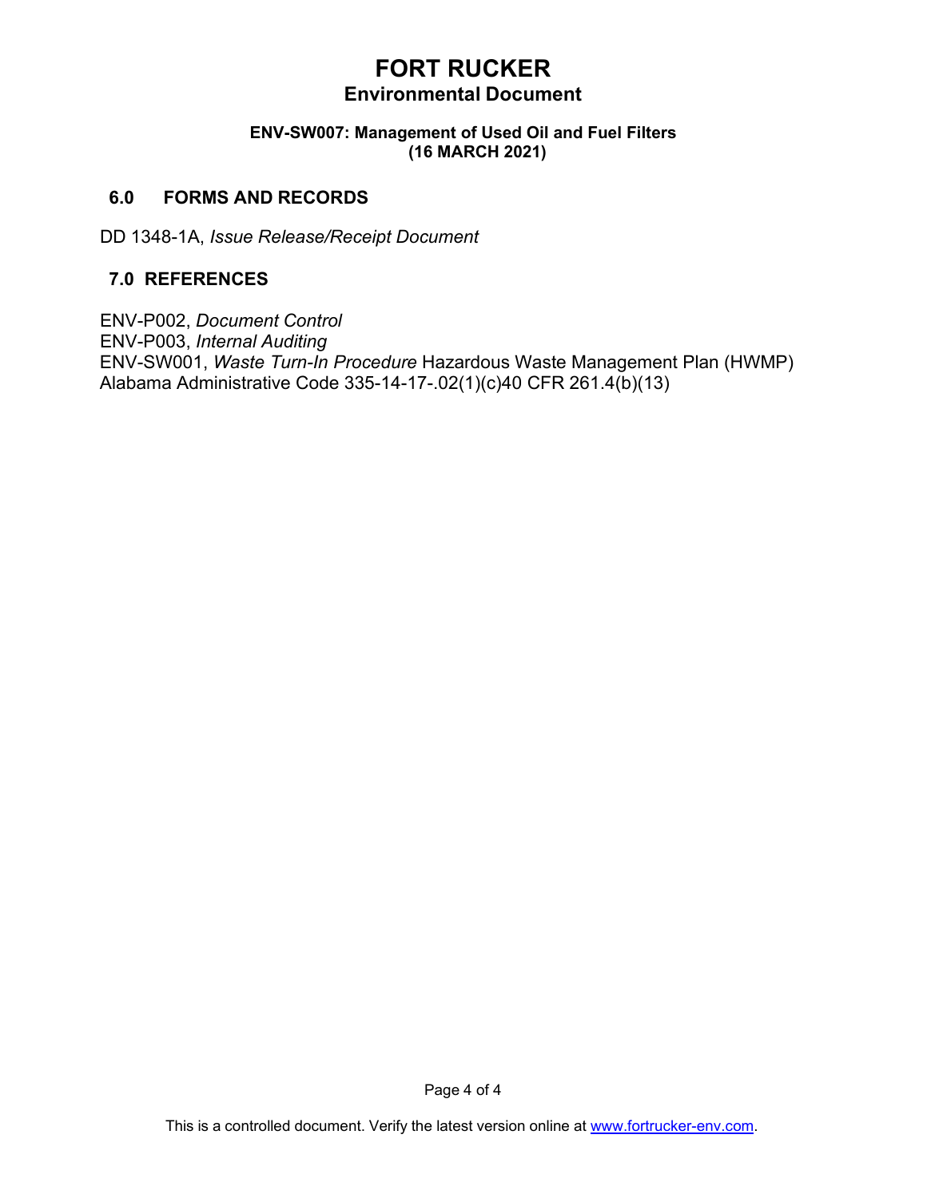## 6.0 FORMS AND RECORDS

DD 1348-1A, *Issue Release/Receipt Document*

## 7.0 REFERENCES

ENV-P002, *Document Control*
ENV-P003, *Internal Auditing*
ENV-SW001, *Waste Turn-In Procedure* Hazardous Waste Management Plan (HWMP)
Alabama Administrative Code 335-14-17-.02(1)(c)40 CFR 261.4(b)(13)